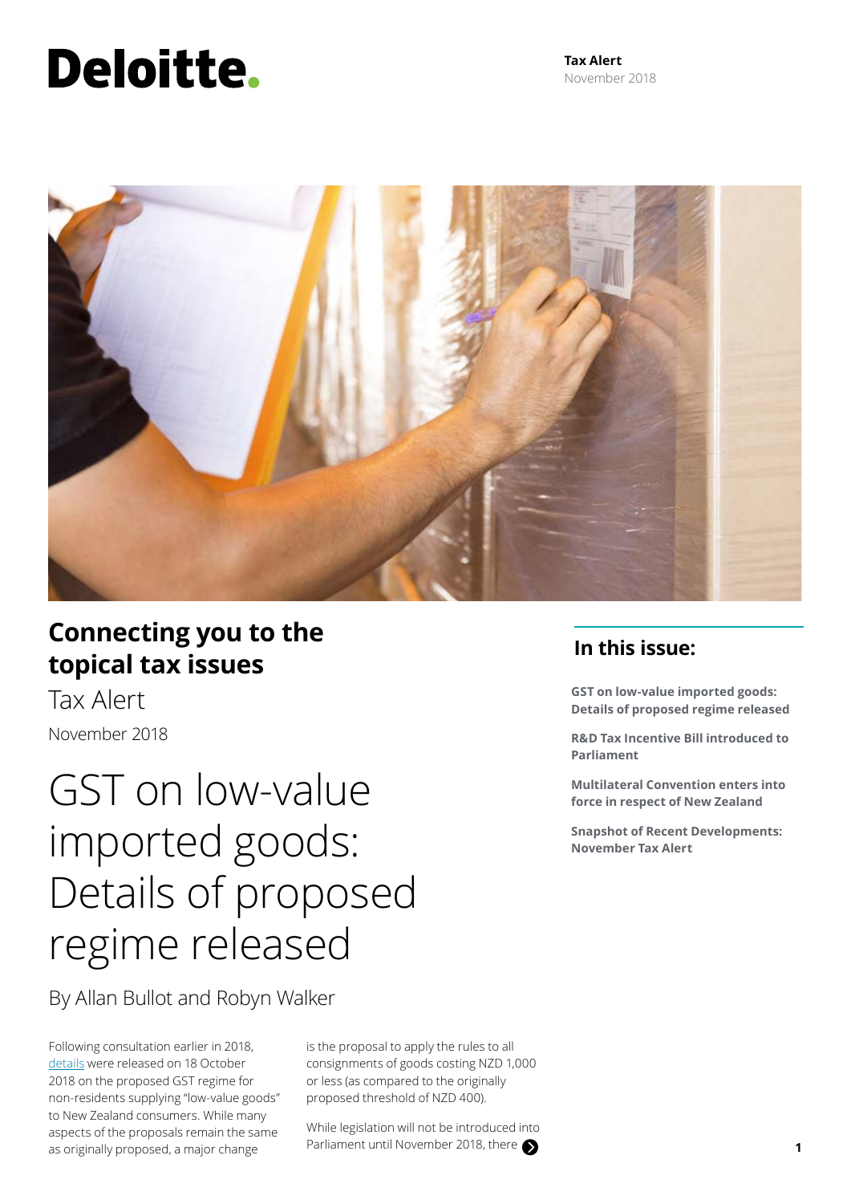Deloitte.

**Tax Alert**
November 2018

## Connecting you to the topical tax issues

Tax Alert

November 2018

# GST on low-value imported goods: Details of proposed regime released

By Allan Bullot and Robyn Walker

Following consultation earlier in 2018, details were released on 18 October 2018 on the proposed GST regime for non-residents supplying "low-value goods" to New Zealand consumers. While many aspects of the proposals remain the same as originally proposed, a major change is the proposal to apply the rules to all consignments of goods costing NZD 1,000 or less (as compared to the originally proposed threshold of NZD 400).

While legislation will not be introduced into Parliament until November 2018, there

## In this issue:

**GST on low-value imported goods: Details of proposed regime released**

**R&D Tax Incentive Bill introduced to Parliament**

**Multilateral Convention enters into force in respect of New Zealand**

**Snapshot of Recent Developments: November Tax Alert**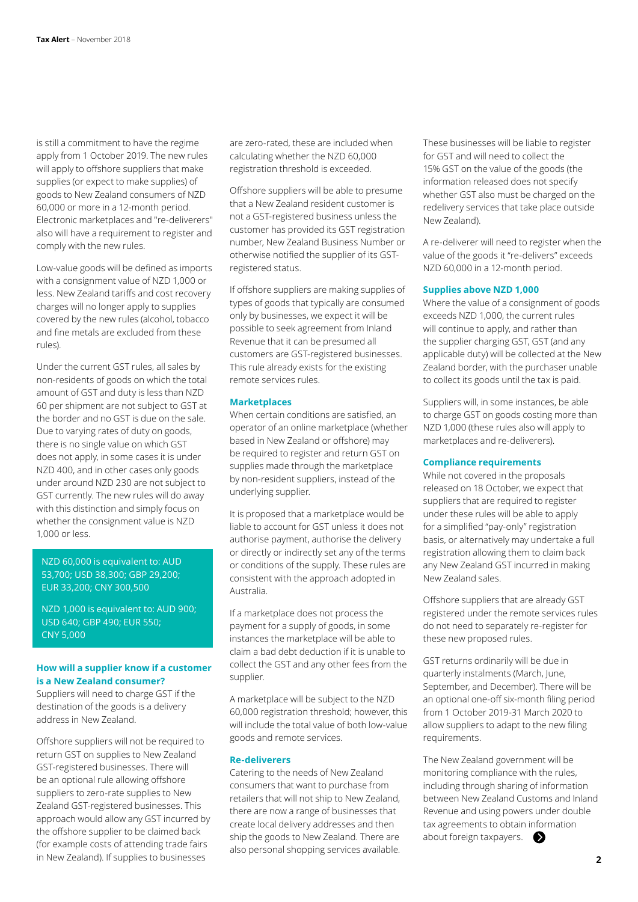is still a commitment to have the regime apply from 1 October 2019. The new rules will apply to offshore suppliers that make supplies (or expect to make supplies) of goods to New Zealand consumers of NZD 60,000 or more in a 12-month period. Electronic marketplaces and "re-deliverers" also will have a requirement to register and comply with the new rules.

Low-value goods will be defined as imports with a consignment value of NZD 1,000 or less. New Zealand tariffs and cost recovery charges will no longer apply to supplies covered by the new rules (alcohol, tobacco and fine metals are excluded from these rules).

Under the current GST rules, all sales by non-residents of goods on which the total amount of GST and duty is less than NZD 60 per shipment are not subject to GST at the border and no GST is due on the sale. Due to varying rates of duty on goods, there is no single value on which GST does not apply, in some cases it is under NZD 400, and in other cases only goods under around NZD 230 are not subject to GST currently. The new rules will do away with this distinction and simply focus on whether the consignment value is NZD 1,000 or less.

> NZD 60,000 is equivalent to: AUD 53,700; USD 38,300; GBP 29,200; EUR 33,200; CNY 300,500
>
> NZD 1,000 is equivalent to: AUD 900; USD 640; GBP 490; EUR 550; CNY 5,000

### How will a supplier know if a customer is a New Zealand consumer?

Suppliers will need to charge GST if the destination of the goods is a delivery address in New Zealand.

Offshore suppliers will not be required to return GST on supplies to New Zealand GST-registered businesses. There will be an optional rule allowing offshore suppliers to zero-rate supplies to New Zealand GST-registered businesses. This approach would allow any GST incurred by the offshore supplier to be claimed back (for example costs of attending trade fairs in New Zealand). If supplies to businesses are zero-rated, these are included when calculating whether the NZD 60,000 registration threshold is exceeded.

Offshore suppliers will be able to presume that a New Zealand resident customer is not a GST-registered business unless the customer has provided its GST registration number, New Zealand Business Number or otherwise notified the supplier of its GST-registered status.

If offshore suppliers are making supplies of types of goods that typically are consumed only by businesses, we expect it will be possible to seek agreement from Inland Revenue that it can be presumed all customers are GST-registered businesses. This rule already exists for the existing remote services rules.

### Marketplaces

When certain conditions are satisfied, an operator of an online marketplace (whether based in New Zealand or offshore) may be required to register and return GST on supplies made through the marketplace by non-resident suppliers, instead of the underlying supplier.

It is proposed that a marketplace would be liable to account for GST unless it does not authorise payment, authorise the delivery or directly or indirectly set any of the terms or conditions of the supply. These rules are consistent with the approach adopted in Australia.

If a marketplace does not process the payment for a supply of goods, in some instances the marketplace will be able to claim a bad debt deduction if it is unable to collect the GST and any other fees from the supplier.

A marketplace will be subject to the NZD 60,000 registration threshold; however, this will include the total value of both low-value goods and remote services.

### Re-deliverers

Catering to the needs of New Zealand consumers that want to purchase from retailers that will not ship to New Zealand, there are now a range of businesses that create local delivery addresses and then ship the goods to New Zealand. There are also personal shopping services available. These businesses will be liable to register for GST and will need to collect the 15% GST on the value of the goods (the information released does not specify whether GST also must be charged on the redelivery services that take place outside New Zealand).

A re-deliverer will need to register when the value of the goods it "re-delivers" exceeds NZD 60,000 in a 12-month period.

### Supplies above NZD 1,000

Where the value of a consignment of goods exceeds NZD 1,000, the current rules will continue to apply, and rather than the supplier charging GST, GST (and any applicable duty) will be collected at the New Zealand border, with the purchaser unable to collect its goods until the tax is paid.

Suppliers will, in some instances, be able to charge GST on goods costing more than NZD 1,000 (these rules also will apply to marketplaces and re-deliverers).

### Compliance requirements

While not covered in the proposals released on 18 October, we expect that suppliers that are required to register under these rules will be able to apply for a simplified "pay-only" registration basis, or alternatively may undertake a full registration allowing them to claim back any New Zealand GST incurred in making New Zealand sales.

Offshore suppliers that are already GST registered under the remote services rules do not need to separately re-register for these new proposed rules.

GST returns ordinarily will be due in quarterly instalments (March, June, September, and December). There will be an optional one-off six-month filing period from 1 October 2019-31 March 2020 to allow suppliers to adapt to the new filing requirements.

The New Zealand government will be monitoring compliance with the rules, including through sharing of information between New Zealand Customs and Inland Revenue and using powers under double tax agreements to obtain information about foreign taxpayers.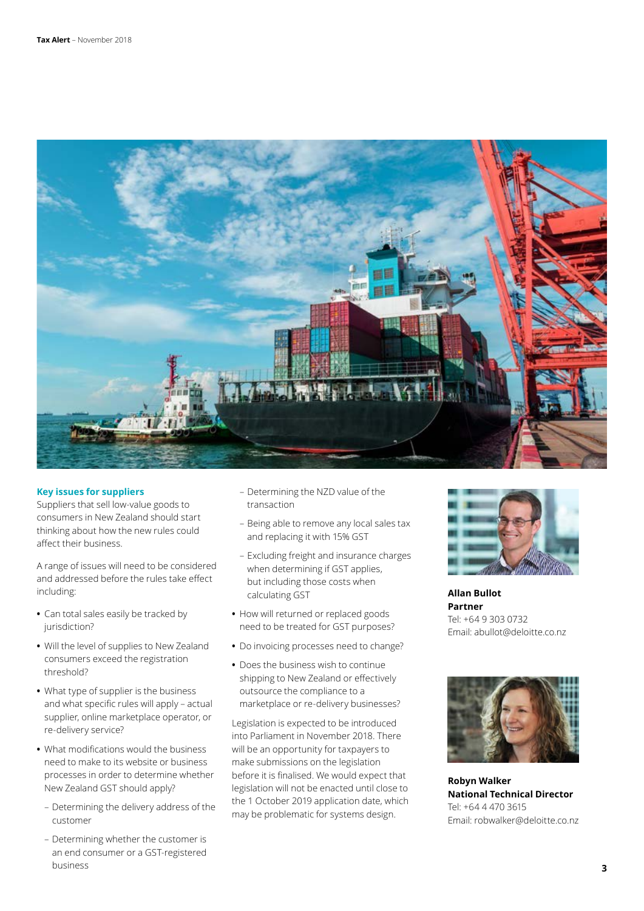### Key issues for suppliers

Suppliers that sell low-value goods to consumers in New Zealand should start thinking about how the new rules could affect their business.

A range of issues will need to be considered and addressed before the rules take effect including:

- Can total sales easily be tracked by jurisdiction?
- Will the level of supplies to New Zealand consumers exceed the registration threshold?
- What type of supplier is the business and what specific rules will apply – actual supplier, online marketplace operator, or re-delivery service?
- What modifications would the business need to make to its website or business processes in order to determine whether New Zealand GST should apply?
  - Determining the delivery address of the customer
  - Determining whether the customer is an end consumer or a GST-registered business
  - Determining the NZD value of the transaction
  - Being able to remove any local sales tax and replacing it with 15% GST
  - Excluding freight and insurance charges when determining if GST applies, but including those costs when calculating GST
- How will returned or replaced goods need to be treated for GST purposes?
- Do invoicing processes need to change?
- Does the business wish to continue shipping to New Zealand or effectively outsource the compliance to a marketplace or re-delivery businesses?

Legislation is expected to be introduced into Parliament in November 2018. There will be an opportunity for taxpayers to make submissions on the legislation before it is finalised. We would expect that legislation will not be enacted until close to the 1 October 2019 application date, which may be problematic for systems design.

**Allan Bullot**
**Partner**
Tel: +64 9 303 0732
Email: abullot@deloitte.co.nz

**Robyn Walker**
**National Technical Director**
Tel: +64 4 470 3615
Email: robwalker@deloitte.co.nz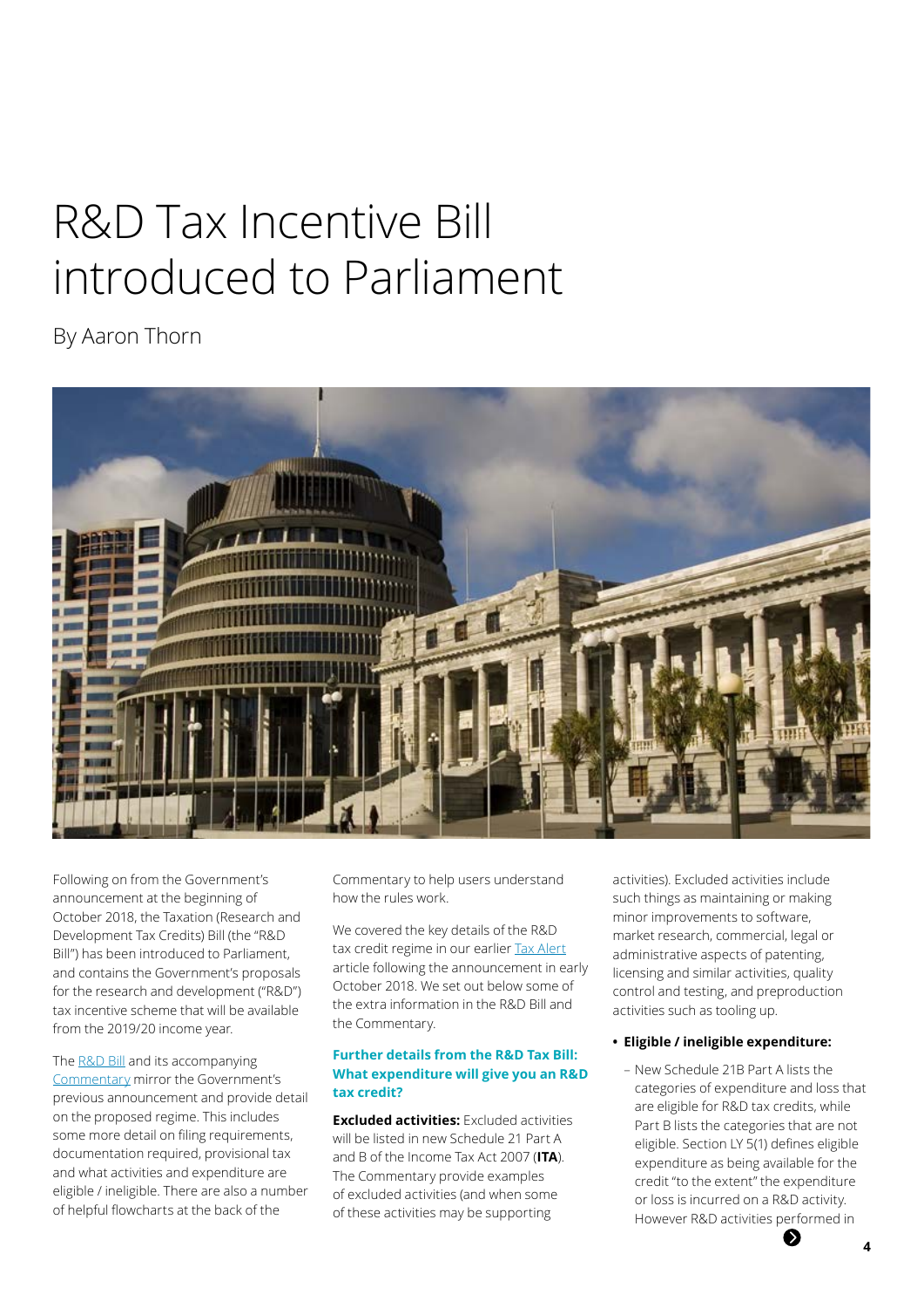# R&D Tax Incentive Bill introduced to Parliament

By Aaron Thorn

Following on from the Government's announcement at the beginning of October 2018, the Taxation (Research and Development Tax Credits) Bill (the "R&D Bill") has been introduced to Parliament, and contains the Government's proposals for the research and development ("R&D") tax incentive scheme that will be available from the 2019/20 income year.

The R&D Bill and its accompanying Commentary mirror the Government's previous announcement and provide detail on the proposed regime. This includes some more detail on filing requirements, documentation required, provisional tax and what activities and expenditure are eligible / ineligible. There are also a number of helpful flowcharts at the back of the Commentary to help users understand how the rules work.

We covered the key details of the R&D tax credit regime in our earlier Tax Alert article following the announcement in early October 2018. We set out below some of the extra information in the R&D Bill and the Commentary.

### Further details from the R&D Tax Bill: What expenditure will give you an R&D tax credit?

**Excluded activities:** Excluded activities will be listed in new Schedule 21 Part A and B of the Income Tax Act 2007 (**ITA**). The Commentary provide examples of excluded activities (and when some of these activities may be supporting activities). Excluded activities include such things as maintaining or making minor improvements to software, market research, commercial, legal or administrative aspects of patenting, licensing and similar activities, quality control and testing, and preproduction activities such as tooling up.

- **Eligible / ineligible expenditure:**
  - New Schedule 21B Part A lists the categories of expenditure and loss that are eligible for R&D tax credits, while Part B lists the categories that are not eligible. Section LY 5(1) defines eligible expenditure as being available for the credit "to the extent" the expenditure or loss is incurred on a R&D activity. However R&D activities performed in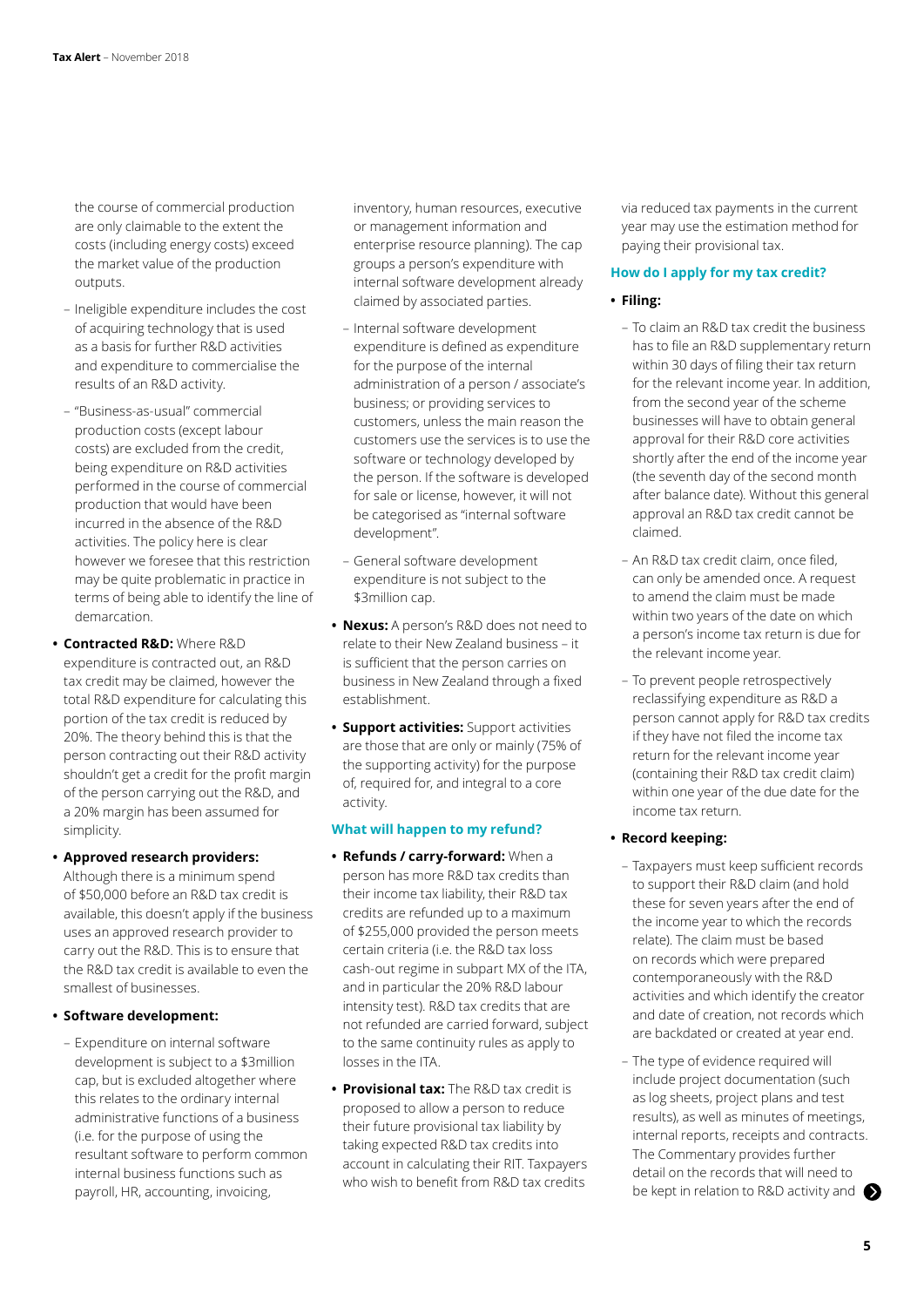- the course of commercial production are only claimable to the extent the costs (including energy costs) exceed the market value of the production outputs.
  - Ineligible expenditure includes the cost of acquiring technology that is used as a basis for further R&D activities and expenditure to commercialise the results of an R&D activity.
  - "Business-as-usual" commercial production costs (except labour costs) are excluded from the credit, being expenditure on R&D activities performed in the course of commercial production that would have been incurred in the absence of the R&D activities. The policy here is clear however we foresee that this restriction may be quite problematic in practice in terms of being able to identify the line of demarcation.

- **Contracted R&D:** Where R&D expenditure is contracted out, an R&D tax credit may be claimed, however the total R&D expenditure for calculating this portion of the tax credit is reduced by 20%. The theory behind this is that the person contracting out their R&D activity shouldn't get a credit for the profit margin of the person carrying out the R&D, and a 20% margin has been assumed for simplicity.

- **Approved research providers:** Although there is a minimum spend of $50,000 before an R&D tax credit is available, this doesn't apply if the business uses an approved research provider to carry out the R&D. This is to ensure that the R&D tax credit is available to even the smallest of businesses.

- **Software development:**
  - Expenditure on internal software development is subject to a $3million cap, but is excluded altogether where this relates to the ordinary internal administrative functions of a business (i.e. for the purpose of using the resultant software to perform common internal business functions such as payroll, HR, accounting, invoicing, inventory, human resources, executive or management information and enterprise resource planning). The cap groups a person's expenditure with internal software development already claimed by associated parties.
  - Internal software development expenditure is defined as expenditure for the purpose of the internal administration of a person / associate's business; or providing services to customers, unless the main reason the customers use the services is to use the software or technology developed by the person. If the software is developed for sale or license, however, it will not be categorised as "internal software development".
  - General software development expenditure is not subject to the $3million cap.

- **Nexus:** A person's R&D does not need to relate to their New Zealand business – it is sufficient that the person carries on business in New Zealand through a fixed establishment.

- **Support activities:** Support activities are those that are only or mainly (75% of the supporting activity) for the purpose of, required for, and integral to a core activity.

### What will happen to my refund?

- **Refunds / carry-forward:** When a person has more R&D tax credits than their income tax liability, their R&D tax credits are refunded up to a maximum of $255,000 provided the person meets certain criteria (i.e. the R&D tax loss cash-out regime in subpart MX of the ITA, and in particular the 20% R&D labour intensity test). R&D tax credits that are not refunded are carried forward, subject to the same continuity rules as apply to losses in the ITA.

- **Provisional tax:** The R&D tax credit is proposed to allow a person to reduce their future provisional tax liability by taking expected R&D tax credits into account in calculating their RIT. Taxpayers who wish to benefit from R&D tax credits via reduced tax payments in the current year may use the estimation method for paying their provisional tax.

### How do I apply for my tax credit?

- **Filing:**
  - To claim an R&D tax credit the business has to file an R&D supplementary return within 30 days of filing their tax return for the relevant income year. In addition, from the second year of the scheme businesses will have to obtain general approval for their R&D core activities shortly after the end of the income year (the seventh day of the second month after balance date). Without this general approval an R&D tax credit cannot be claimed.
  - An R&D tax credit claim, once filed, can only be amended once. A request to amend the claim must be made within two years of the date on which a person's income tax return is due for the relevant income year.
  - To prevent people retrospectively reclassifying expenditure as R&D a person cannot apply for R&D tax credits if they have not filed the income tax return for the relevant income year (containing their R&D tax credit claim) within one year of the due date for the income tax return.

- **Record keeping:**
  - Taxpayers must keep sufficient records to support their R&D claim (and hold these for seven years after the end of the income year to which the records relate). The claim must be based on records which were prepared contemporaneously with the R&D activities and which identify the creator and date of creation, not records which are backdated or created at year end.
  - The type of evidence required will include project documentation (such as log sheets, project plans and test results), as well as minutes of meetings, internal reports, receipts and contracts. The Commentary provides further detail on the records that will need to be kept in relation to R&D activity and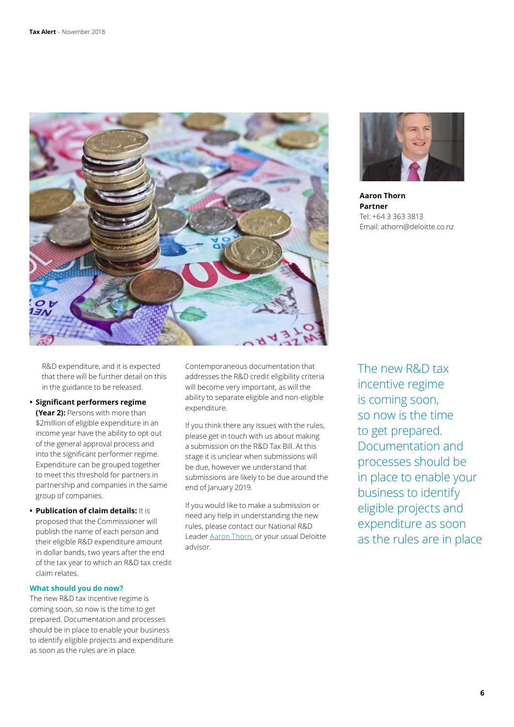R&D expenditure, and it is expected that there will be further detail on this in the guidance to be released.

- **Significant performers regime (Year 2):** Persons with more than $2million of eligible expenditure in an income year have the ability to opt out of the general approval process and into the significant performer regime. Expenditure can be grouped together to meet this threshold for partners in partnership and companies in the same group of companies.
- **Publication of claim details:** It is proposed that the Commissioner will publish the name of each person and their eligible R&D expenditure amount in dollar bands, two years after the end of the tax year to which an R&D tax credit claim relates.

### What should you do now?

The new R&D tax incentive regime is coming soon, so now is the time to get prepared. Documentation and processes should be in place to enable your business to identify eligible projects and expenditure as soon as the rules are in place.

Contemporaneous documentation that addresses the R&D credit eligibility criteria will become very important, as will the ability to separate eligible and non-eligible expenditure.

If you think there are any issues with the rules, please get in touch with us about making a submission on the R&D Tax Bill. At this stage it is unclear when submissions will be due, however we understand that submissions are likely to be due around the end of January 2019.

If you would like to make a submission or need any help in understanding the new rules, please contact our National R&D Leader Aaron Thorn, or your usual Deloitte advisor.

> The new R&D tax incentive regime is coming soon, so now is the time to get prepared. Documentation and processes should be in place to enable your business to identify eligible projects and expenditure as soon as the rules are in place

**Aaron Thorn**
**Partner**
Tel: +64 3 363 3813
Email: athorn@deloitte.co.nz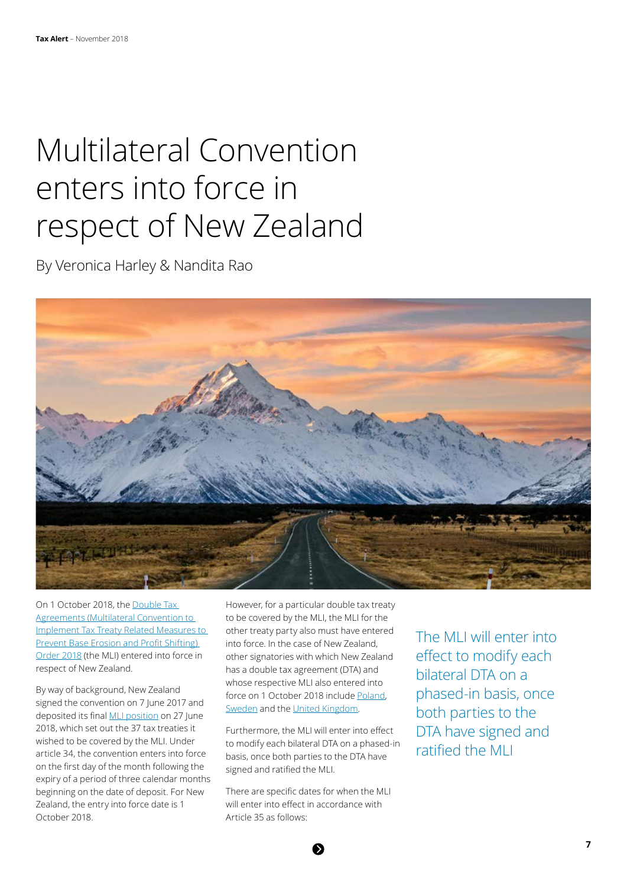# Multilateral Convention enters into force in respect of New Zealand

By Veronica Harley & Nandita Rao

On 1 October 2018, the Double Tax Agreements (Multilateral Convention to Implement Tax Treaty Related Measures to Prevent Base Erosion and Profit Shifting) Order 2018 (the MLI) entered into force in respect of New Zealand.

By way of background, New Zealand signed the convention on 7 June 2017 and deposited its final MLI position on 27 June 2018, which set out the 37 tax treaties it wished to be covered by the MLI. Under article 34, the convention enters into force on the first day of the month following the expiry of a period of three calendar months beginning on the date of deposit. For New Zealand, the entry into force date is 1 October 2018.

However, for a particular double tax treaty to be covered by the MLI, the MLI for the other treaty party also must have entered into force. In the case of New Zealand, other signatories with which New Zealand has a double tax agreement (DTA) and whose respective MLI also entered into force on 1 October 2018 include Poland, Sweden and the United Kingdom.

Furthermore, the MLI will enter into effect to modify each bilateral DTA on a phased-in basis, once both parties to the DTA have signed and ratified the MLI.

There are specific dates for when the MLI will enter into effect in accordance with Article 35 as follows:

The MLI will enter into effect to modify each bilateral DTA on a phased-in basis, once both parties to the DTA have signed and ratified the MLI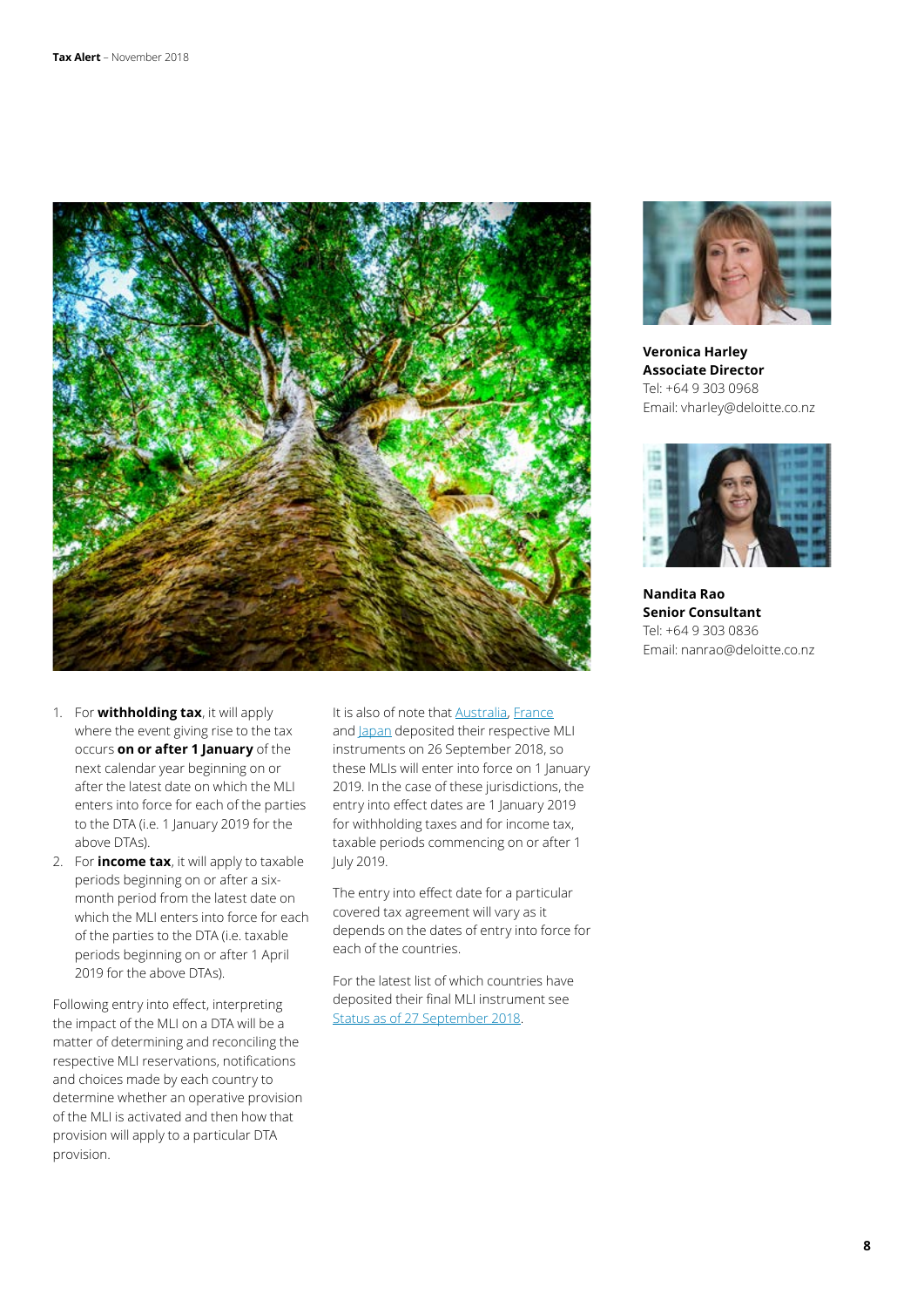1. For **withholding tax**, it will apply where the event giving rise to the tax occurs **on or after 1 January** of the next calendar year beginning on or after the latest date on which the MLI enters into force for each of the parties to the DTA (i.e. 1 January 2019 for the above DTAs).
2. For **income tax**, it will apply to taxable periods beginning on or after a six-month period from the latest date on which the MLI enters into force for each of the parties to the DTA (i.e. taxable periods beginning on or after 1 April 2019 for the above DTAs).

Following entry into effect, interpreting the impact of the MLI on a DTA will be a matter of determining and reconciling the respective MLI reservations, notifications and choices made by each country to determine whether an operative provision of the MLI is activated and then how that provision will apply to a particular DTA provision.

It is also of note that Australia, France and Japan deposited their respective MLI instruments on 26 September 2018, so these MLIs will enter into force on 1 January 2019. In the case of these jurisdictions, the entry into effect dates are 1 January 2019 for withholding taxes and for income tax, taxable periods commencing on or after 1 July 2019.

The entry into effect date for a particular covered tax agreement will vary as it depends on the dates of entry into force for each of the countries.

For the latest list of which countries have deposited their final MLI instrument see Status as of 27 September 2018.

**Veronica Harley**
**Associate Director**
Tel: +64 9 303 0968
Email: vharley@deloitte.co.nz

**Nandita Rao**
**Senior Consultant**
Tel: +64 9 303 0836
Email: nanrao@deloitte.co.nz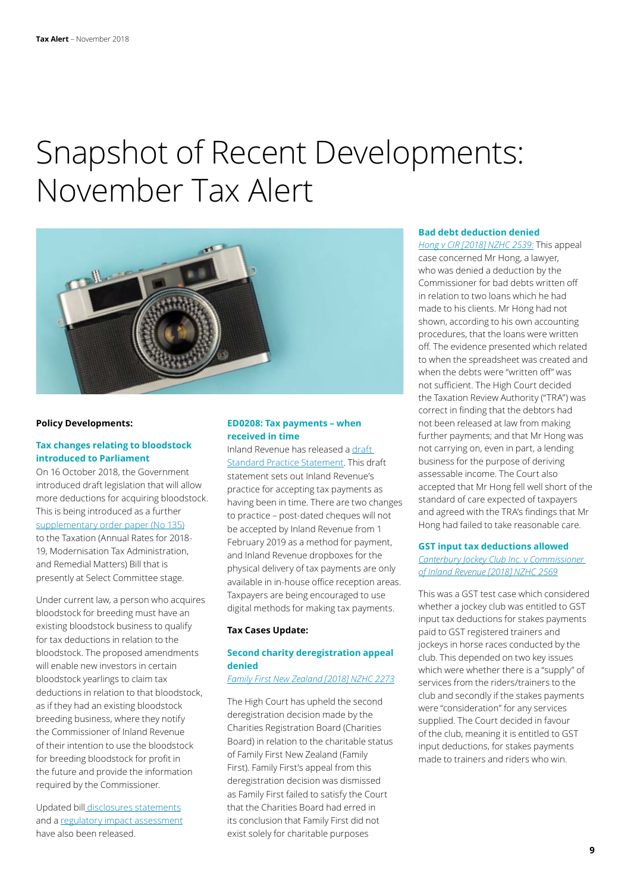# Snapshot of Recent Developments: November Tax Alert

**Policy Developments:**

### Tax changes relating to bloodstock introduced to Parliament

On 16 October 2018, the Government introduced draft legislation that will allow more deductions for acquiring bloodstock. This is being introduced as a further supplementary order paper (No 135) to the Taxation (Annual Rates for 2018-19, Modernisation Tax Administration, and Remedial Matters) Bill that is presently at Select Committee stage.

Under current law, a person who acquires bloodstock for breeding must have an existing bloodstock business to qualify for tax deductions in relation to the bloodstock. The proposed amendments will enable new investors in certain bloodstock yearlings to claim tax deductions in relation to that bloodstock, as if they had an existing bloodstock breeding business, where they notify the Commissioner of Inland Revenue of their intention to use the bloodstock for breeding bloodstock for profit in the future and provide the information required by the Commissioner.

Updated bill disclosures statements and a regulatory impact assessment have also been released.

### ED0208: Tax payments – when received in time

Inland Revenue has released a draft Standard Practice Statement. This draft statement sets out Inland Revenue's practice for accepting tax payments as having been in time. There are two changes to practice – post-dated cheques will not be accepted by Inland Revenue from 1 February 2019 as a method for payment, and Inland Revenue dropboxes for the physical delivery of tax payments are only available in in-house office reception areas. Taxpayers are being encouraged to use digital methods for making tax payments.

**Tax Cases Update:**

### Second charity deregistration appeal denied

*Family First New Zealand [2018] NZHC 2273*

The High Court has upheld the second deregistration decision made by the Charities Registration Board (Charities Board) in relation to the charitable status of Family First New Zealand (Family First). Family First's appeal from this deregistration decision was dismissed as Family First failed to satisfy the Court that the Charities Board had erred in its conclusion that Family First did not exist solely for charitable purposes

### Bad debt deduction denied

*Hong v CIR [2018] NZHC 2539:* This appeal case concerned Mr Hong, a lawyer, who was denied a deduction by the Commissioner for bad debts written off in relation to two loans which he had made to his clients. Mr Hong had not shown, according to his own accounting procedures, that the loans were written off. The evidence presented which related to when the spreadsheet was created and when the debts were "written off" was not sufficient. The High Court decided the Taxation Review Authority ("TRA") was correct in finding that the debtors had not been released at law from making further payments; and that Mr Hong was not carrying on, even in part, a lending business for the purpose of deriving assessable income. The Court also accepted that Mr Hong fell well short of the standard of care expected of taxpayers and agreed with the TRA's findings that Mr Hong had failed to take reasonable care.

### GST input tax deductions allowed

*Canterbury Jockey Club Inc. v Commissioner of Inland Revenue [2018] NZHC 2569*

This was a GST test case which considered whether a jockey club was entitled to GST input tax deductions for stakes payments paid to GST registered trainers and jockeys in horse races conducted by the club. This depended on two key issues which were whether there is a "supply" of services from the riders/trainers to the club and secondly if the stakes payments were "consideration" for any services supplied. The Court decided in favour of the club, meaning it is entitled to GST input deductions, for stakes payments made to trainers and riders who win.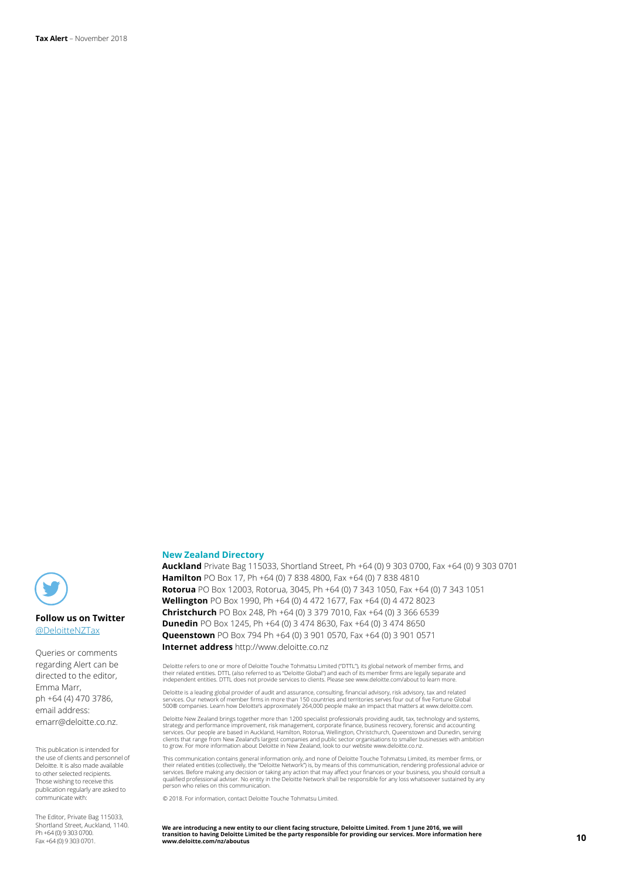**Follow us on Twitter**
@DeloitteNZTax

Queries or comments regarding Alert can be directed to the editor, Emma Marr, ph +64 (4) 470 3786, email address: emarr@deloitte.co.nz.

This publication is intended for the use of clients and personnel of Deloitte. It is also made available to other selected recipients. Those wishing to receive this publication regularly are asked to communicate with:

The Editor, Private Bag 115033, Shortland Street, Auckland, 1140. Ph +64 (0) 9 303 0700. Fax +64 (0) 9 303 0701.

## New Zealand Directory

**Auckland** Private Bag 115033, Shortland Street, Ph +64 (0) 9 303 0700, Fax +64 (0) 9 303 0701
**Hamilton** PO Box 17, Ph +64 (0) 7 838 4800, Fax +64 (0) 7 838 4810
**Rotorua** PO Box 12003, Rotorua, 3045, Ph +64 (0) 7 343 1050, Fax +64 (0) 7 343 1051
**Wellington** PO Box 1990, Ph +64 (0) 4 472 1677, Fax +64 (0) 4 472 8023
**Christchurch** PO Box 248, Ph +64 (0) 3 379 7010, Fax +64 (0) 3 366 6539
**Dunedin** PO Box 1245, Ph +64 (0) 3 474 8630, Fax +64 (0) 3 474 8650
**Queenstown** PO Box 794 Ph +64 (0) 3 901 0570, Fax +64 (0) 3 901 0571
**Internet address** http://www.deloitte.co.nz

Deloitte refers to one or more of Deloitte Touche Tohmatsu Limited ("DTTL"), its global network of member firms, and their related entities. DTTL (also referred to as "Deloitte Global") and each of its member firms are legally separate and independent entities. DTTL does not provide services to clients. Please see www.deloitte.com/about to learn more.

Deloitte is a leading global provider of audit and assurance, consulting, financial advisory, risk advisory, tax and related services. Our network of member firms in more than 150 countries and territories serves four out of five Fortune Global 500® companies. Learn how Deloitte's approximately 264,000 people make an impact that matters at www.deloitte.com.

Deloitte New Zealand brings together more than 1200 specialist professionals providing audit, tax, technology and systems, strategy and performance improvement, risk management, corporate finance, business recovery, forensic and accounting services. Our people are based in Auckland, Hamilton, Rotorua, Wellington, Christchurch, Queenstown and Dunedin, serving clients that range from New Zealand's largest companies and public sector organisations to smaller businesses with ambition to grow. For more information about Deloitte in New Zealand, look to our website www.deloitte.co.nz.

This communication contains general information only, and none of Deloitte Touche Tohmatsu Limited, its member firms, or their related entities (collectively, the "Deloitte Network") is, by means of this communication, rendering professional advice or services. Before making any decision or taking any action that may affect your finances or your business, you should consult a qualified professional adviser. No entity in the Deloitte Network shall be responsible for any loss whatsoever sustained by any person who relies on this communication.

© 2018. For information, contact Deloitte Touche Tohmatsu Limited.

**We are introducing a new entity to our client facing structure, Deloitte Limited. From 1 June 2016, we will transition to having Deloitte Limited be the party responsible for providing our services. More information here www.deloitte.com/nz/aboutus**